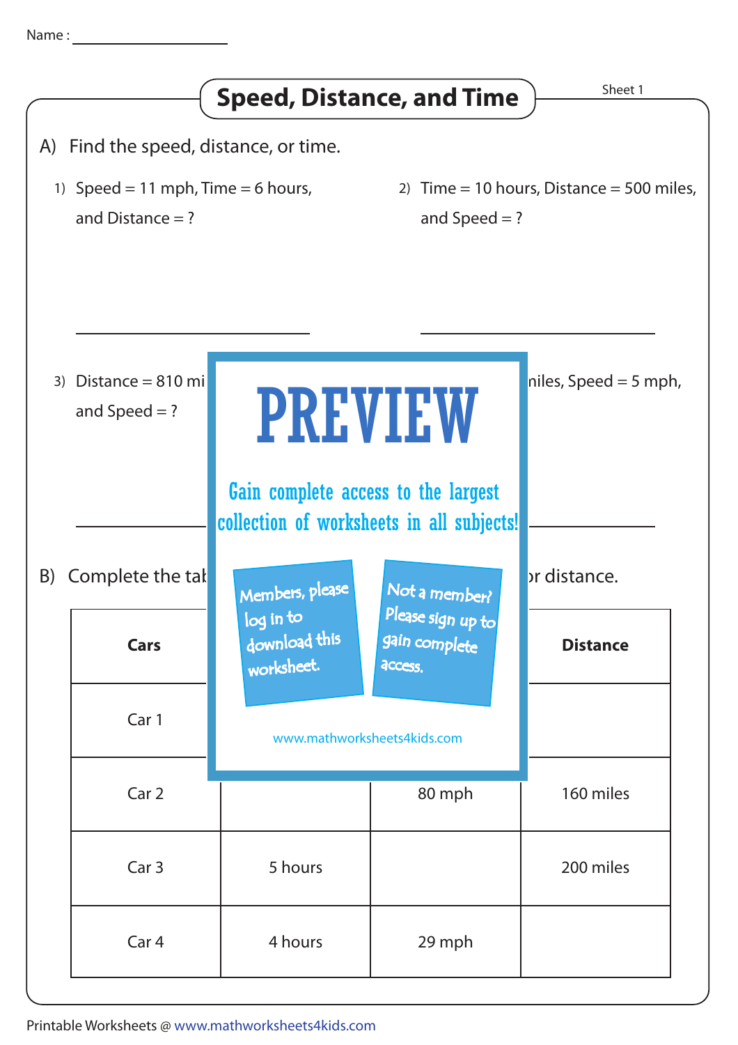Name : ____________________

# Speed, Distance, and Time

Sheet 1

## A) Find the speed, distance, or time.

1) Speed = 11 mph, Time = 6 hours, and Distance = ?

2) Time = 10 hours, Distance = 500 miles, and Speed = ?

3) Distance = 810 mi

and Speed = ?

niles, Speed = 5 mph,

PREVIEW

Gain complete access to the largest collection of worksheets in all subjects!

Members, please log in to download this worksheet.

Not a member? Please sign up to gain complete access.

www.mathworksheets4kids.com

## B) Complete the tab

r distance.

| Cars | | | Distance |
|---|---|---|---|
| Car 1 | | | |
| Car 2 | | 80 mph | 160 miles |
| Car 3 | 5 hours | | 200 miles |
| Car 4 | 4 hours | 29 mph | |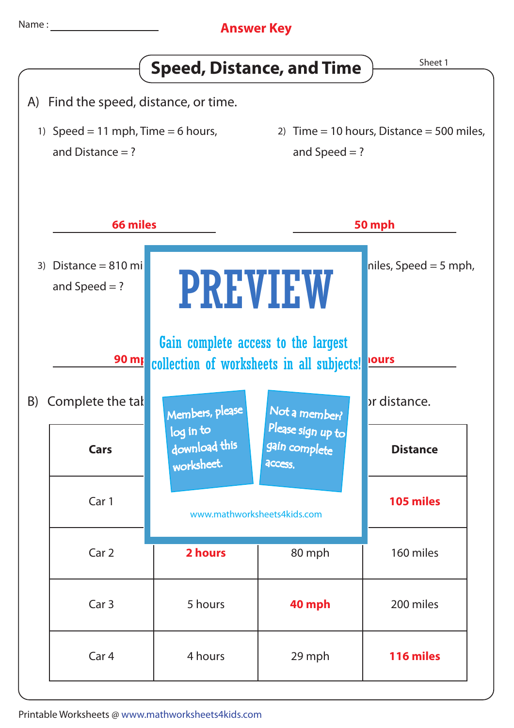Name : ________________

**Answer Key**

# Speed, Distance, and Time

Sheet 1

A) Find the speed, distance, or time.

1) Speed = 11 mph, Time = 6 hours, and Distance = ?

**66 miles**

2) Time = 10 hours, Distance = 500 miles, and Speed = ?

**50 mph**

3) Distance = 810 mi

and Speed = ?

**90 mp**

niles, Speed = 5 mph,

**ours**

PREVIEW

Gain complete access to the largest collection of worksheets in all subjects!

Members, please log in to download this worksheet.

Not a member? Please sign up to gain complete access.

www.mathworksheets4kids.com

B) Complete the tal

or distance.

| Cars | | | Distance |
|---|---|---|---|
| Car 1 | | | **105 miles** |
| Car 2 | **2 hours** | 80 mph | 160 miles |
| Car 3 | 5 hours | **40 mph** | 200 miles |
| Car 4 | 4 hours | 29 mph | **116 miles** |

Printable Worksheets @ www.mathworksheets4kids.com